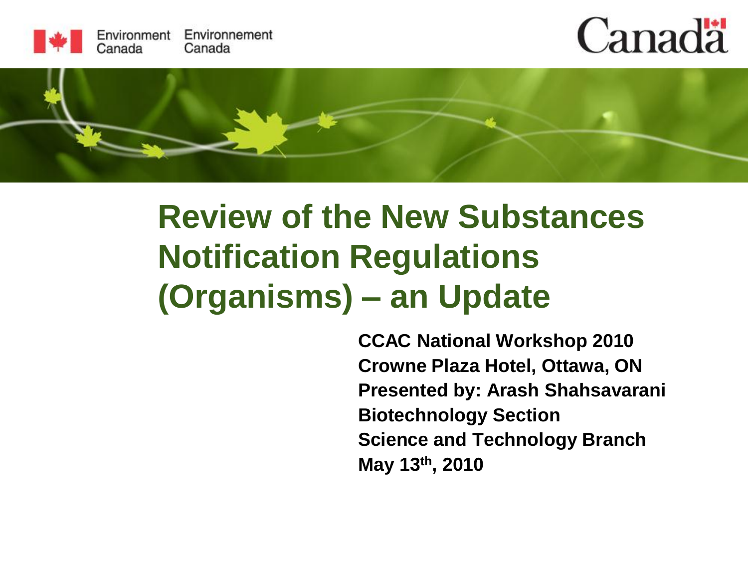Environment Canada Environnement Canada

Canada

# Review of the New Substances Notification Regulations (Organisms) – an Update

**CCAC National Workshop 2010**
**Crowne Plaza Hotel, Ottawa, ON**
**Presented by: Arash Shahsavarani**
**Biotechnology Section**
**Science and Technology Branch**
**May 13th, 2010**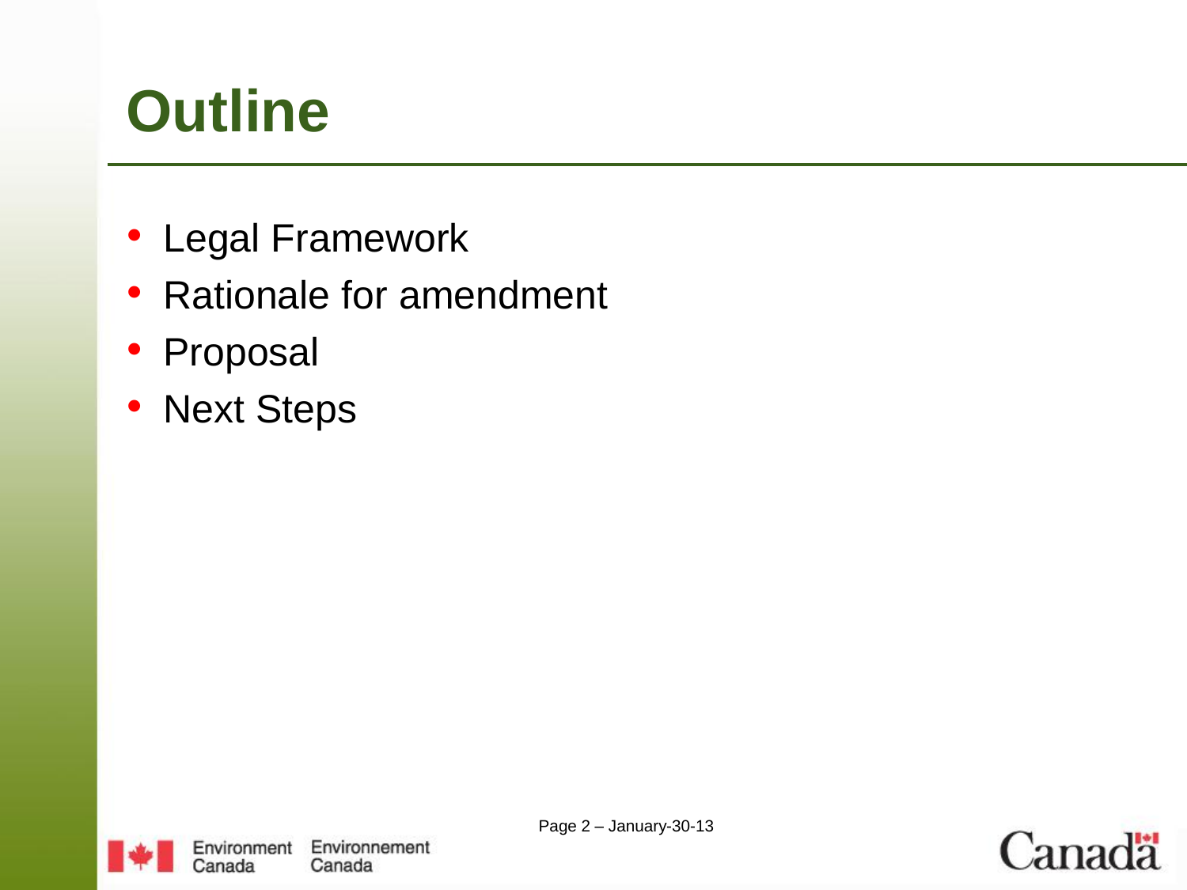# Outline

- Legal Framework
- Rationale for amendment
- Proposal
- Next Steps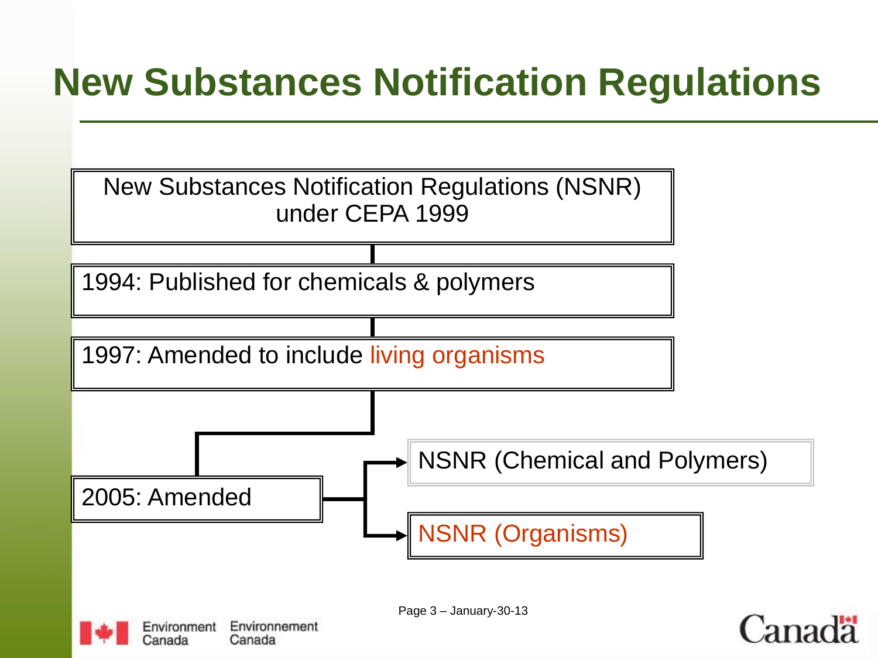# New Substances Notification Regulations

- New Substances Notification Regulations (NSNR) under CEPA 1999
- 1994: Published for chemicals & polymers
- 1997: Amended to include living organisms
- 2005: Amended
  - NSNR (Chemical and Polymers)
  - NSNR (Organisms)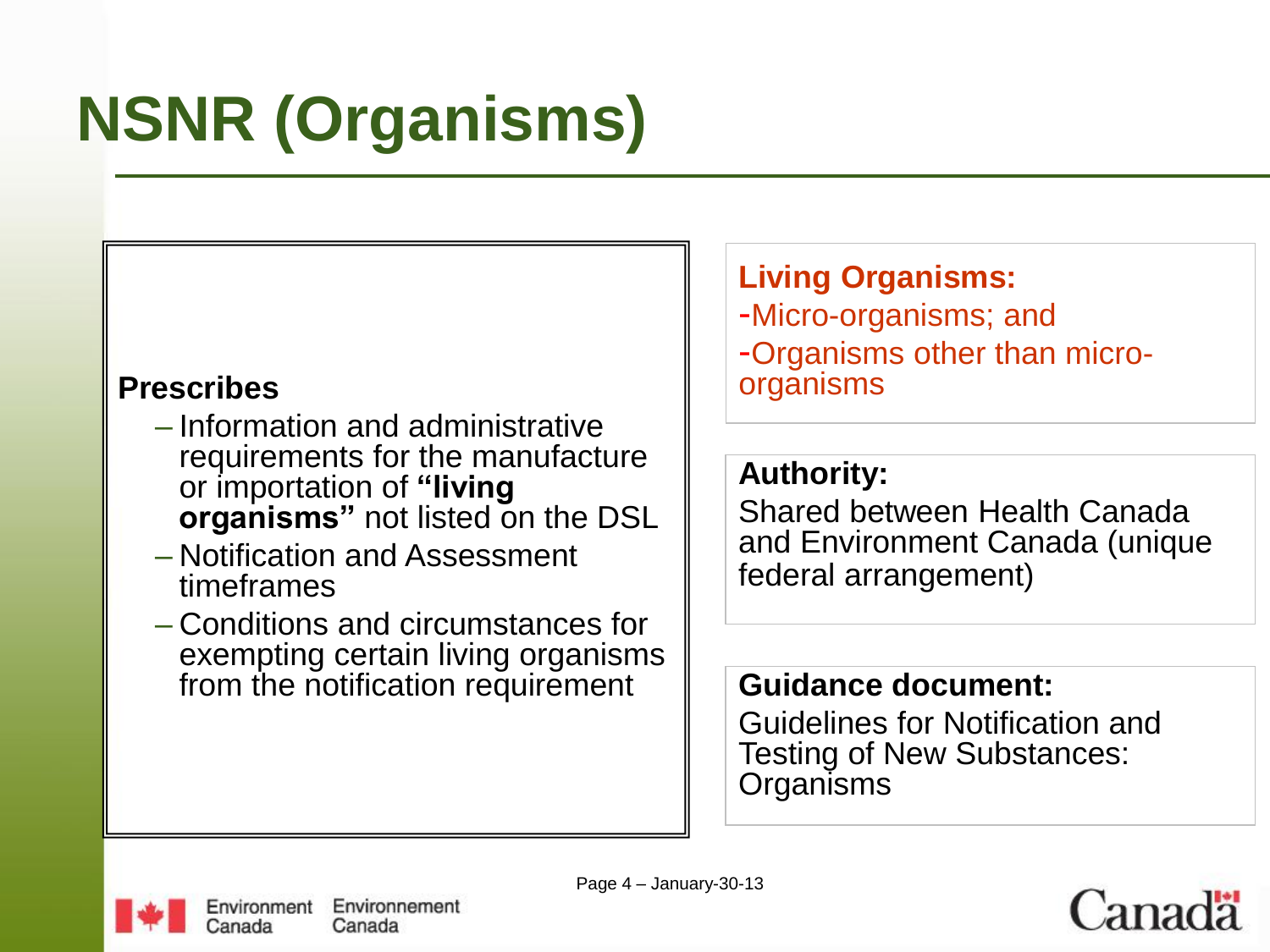# NSNR (Organisms)

**Prescribes**

- Information and administrative requirements for the manufacture or importation of **"living organisms"** not listed on the DSL
- Notification and Assessment timeframes
- Conditions and circumstances for exempting certain living organisms from the notification requirement

**Living Organisms:**

- Micro-organisms; and
- Organisms other than micro-organisms

**Authority:**

Shared between Health Canada and Environment Canada (unique federal arrangement)

**Guidance document:**

Guidelines for Notification and Testing of New Substances: Organisms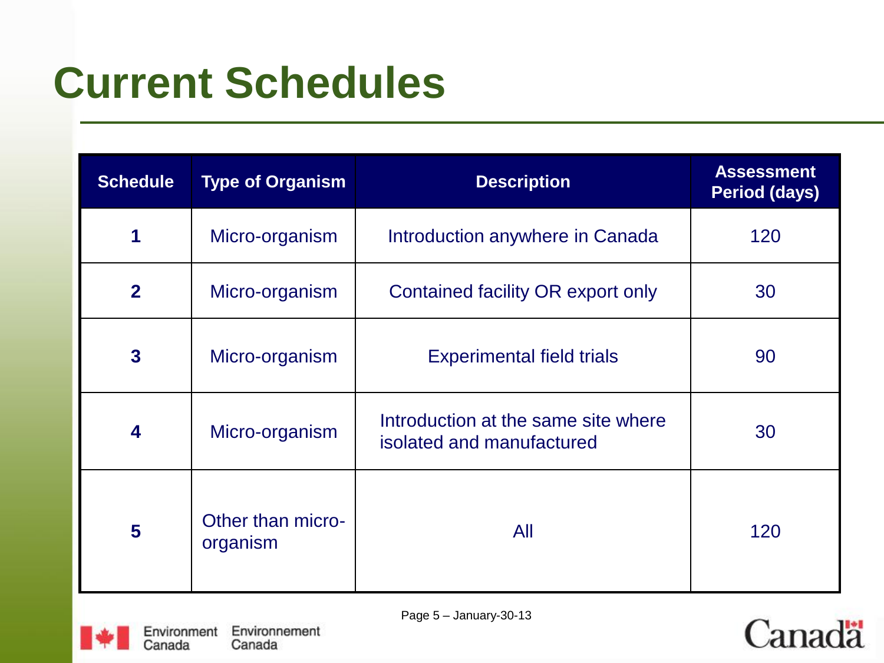# Current Schedules

| Schedule | Type of Organism | Description | Assessment Period (days) |
|---|---|---|---|
| **1** | Micro-organism | Introduction anywhere in Canada | 120 |
| **2** | Micro-organism | Contained facility OR export only | 30 |
| **3** | Micro-organism | Experimental field trials | 90 |
| **4** | Micro-organism | Introduction at the same site where isolated and manufactured | 30 |
| **5** | Other than micro-organism | All | 120 |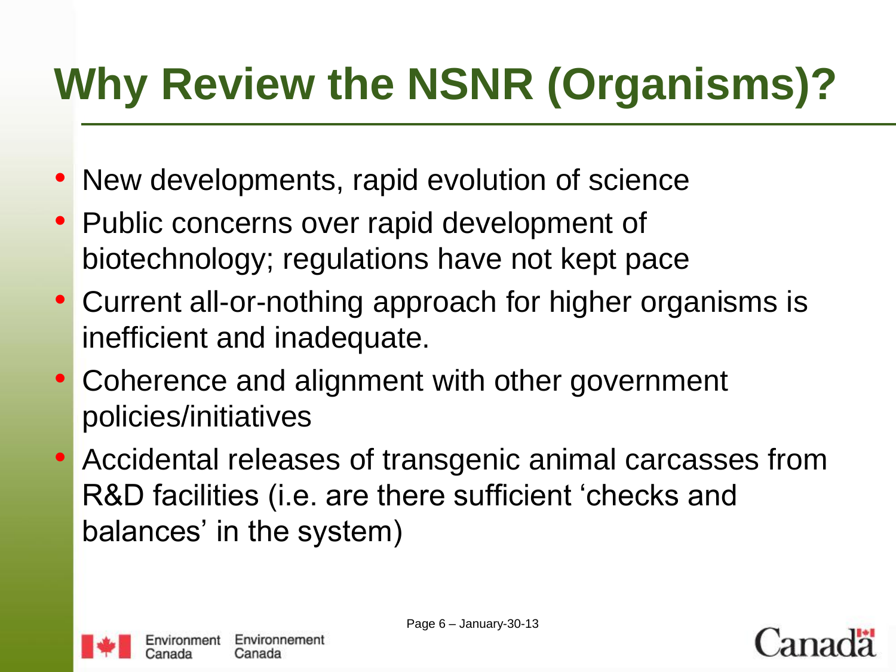# Why Review the NSNR (Organisms)?

- New developments, rapid evolution of science
- Public concerns over rapid development of biotechnology; regulations have not kept pace
- Current all-or-nothing approach for higher organisms is inefficient and inadequate.
- Coherence and alignment with other government policies/initiatives
- Accidental releases of transgenic animal carcasses from R&D facilities (i.e. are there sufficient 'checks and balances' in the system)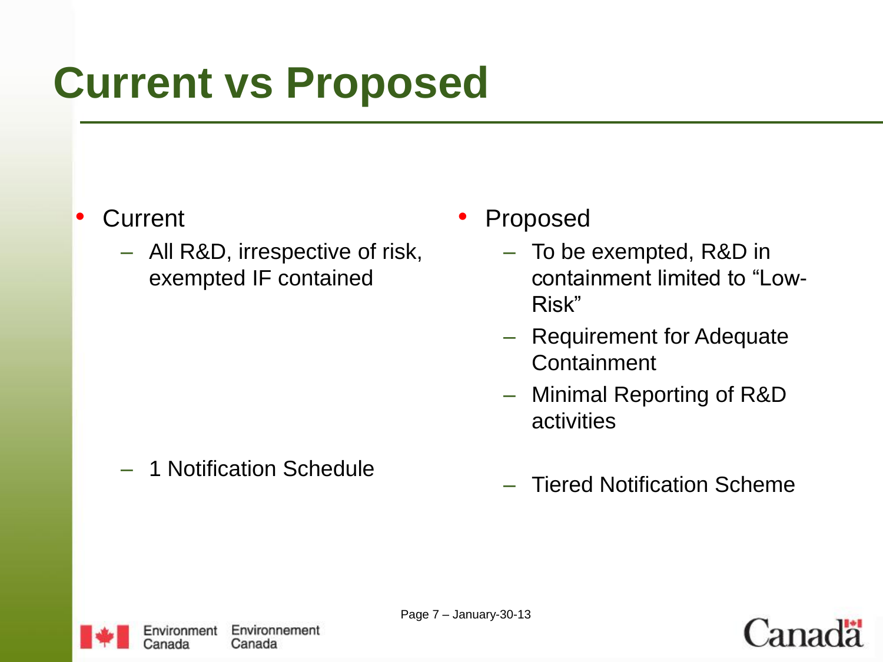# Current vs Proposed

- Current
  - All R&D, irrespective of risk, exempted IF contained
  - 1 Notification Schedule
- Proposed
  - To be exempted, R&D in containment limited to "Low-Risk"
  - Requirement for Adequate Containment
  - Minimal Reporting of R&D activities
  - Tiered Notification Scheme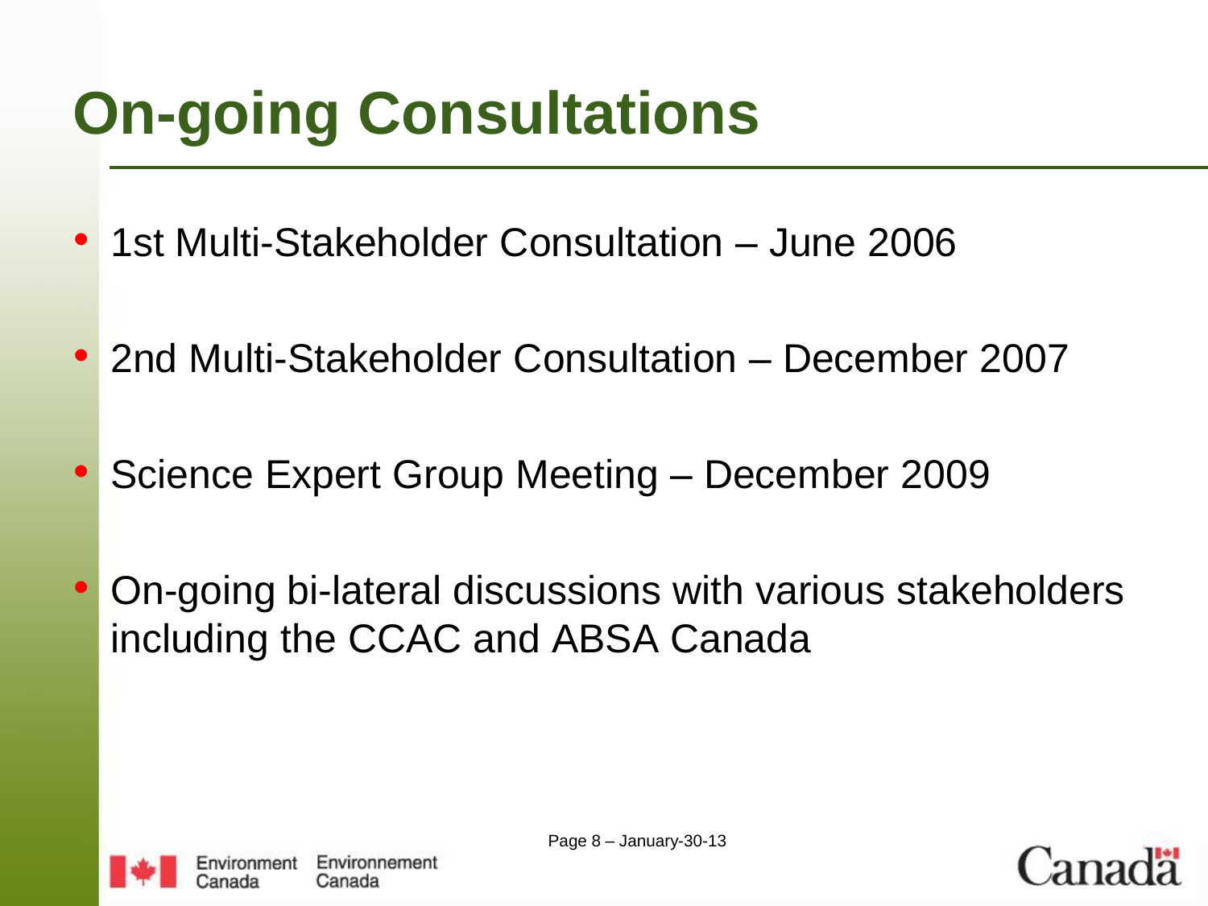# On-going Consultations

- 1st Multi-Stakeholder Consultation – June 2006
- 2nd Multi-Stakeholder Consultation – December 2007
- Science Expert Group Meeting – December 2009
- On-going bi-lateral discussions with various stakeholders including the CCAC and ABSA Canada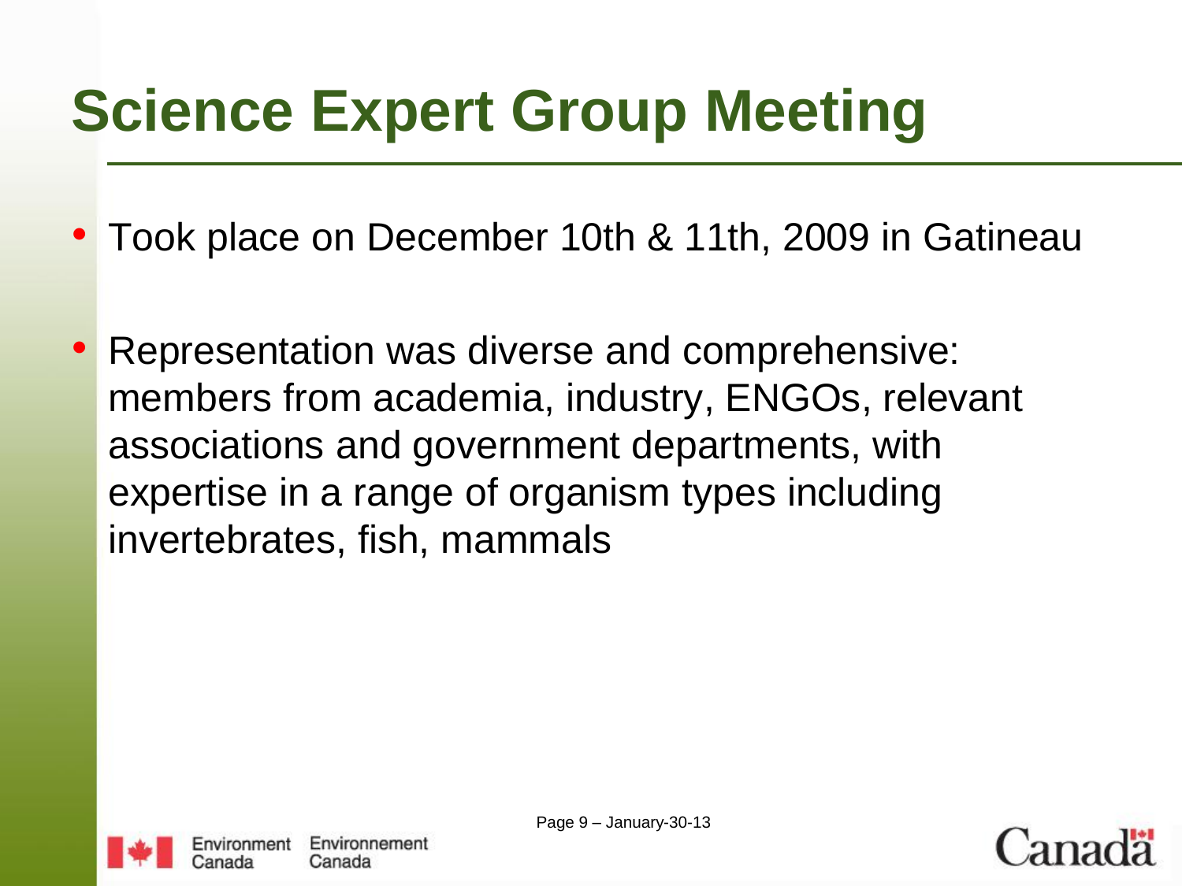# Science Expert Group Meeting

- Took place on December 10th & 11th, 2009 in Gatineau
- Representation was diverse and comprehensive: members from academia, industry, ENGOs, relevant associations and government departments, with expertise in a range of organism types including invertebrates, fish, mammals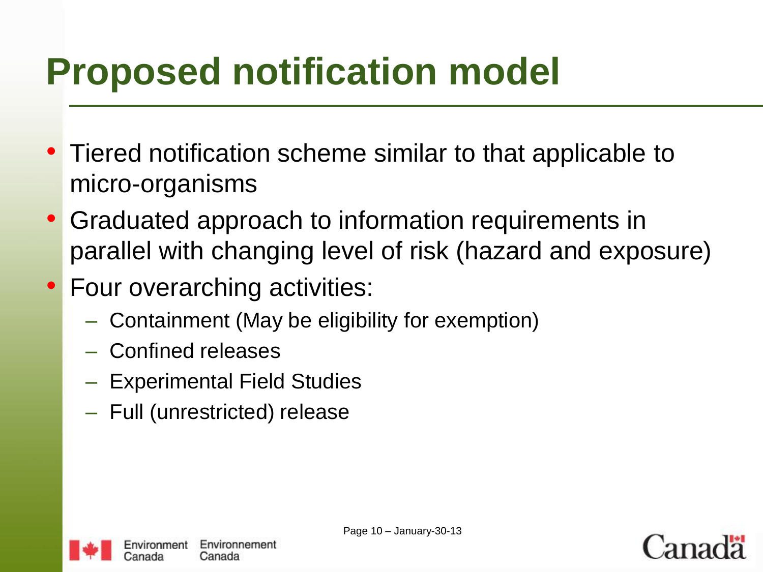# Proposed notification model

- Tiered notification scheme similar to that applicable to micro-organisms
- Graduated approach to information requirements in parallel with changing level of risk (hazard and exposure)
- Four overarching activities:
  - Containment (May be eligibility for exemption)
  - Confined releases
  - Experimental Field Studies
  - Full (unrestricted) release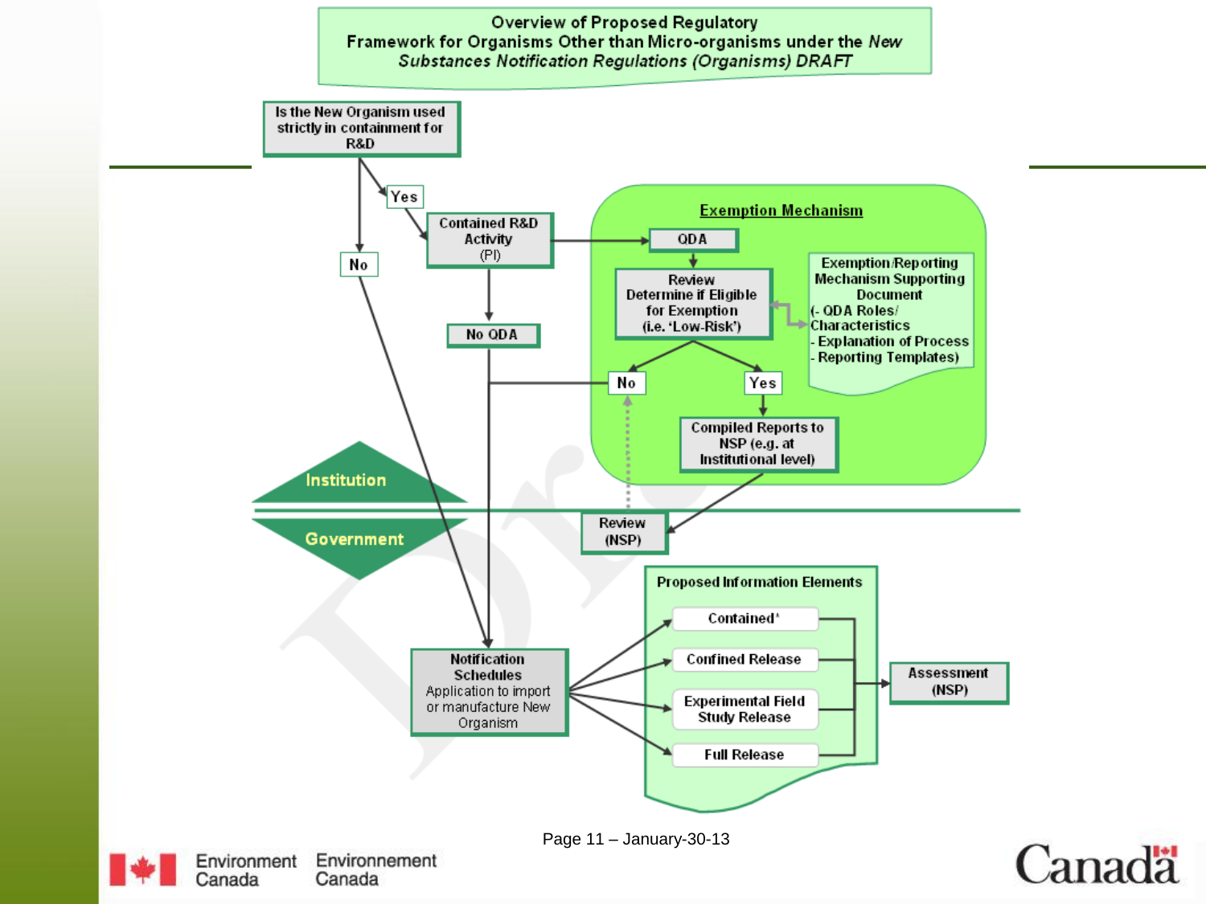# Overview of Proposed Regulatory Framework for Organisms Other than Micro-organisms under the *New Substances Notification Regulations (Organisms) DRAFT*

- **Is the New Organism used strictly in containment for R&D**
  - **Yes** → Contained R&D Activity (PI)
    - → QDA → *Exemption Mechanism*
    - → No QDA → Notification Schedules
  - **No** → Notification Schedules

**Exemption Mechanism**

- QDA
- Review: Determine if Eligible for Exemption (i.e. 'Low-Risk')
  - Supported by: Exemption/Reporting Mechanism Supporting Document (- QDA Roles/Characteristics - Explanation of Process - Reporting Templates)
  - **No** → Notification Schedules
  - **Yes** → Compiled Reports to NSP (e.g. at Institutional level) → Review (NSP)
    - Review (NSP) → No

**Institution** / **Government**

**Notification Schedules**: Application to import or manufacture New Organism

**Proposed Information Elements**

- Contained*
- Confined Release
- Experimental Field Study Release
- Full Release

→ Assessment (NSP)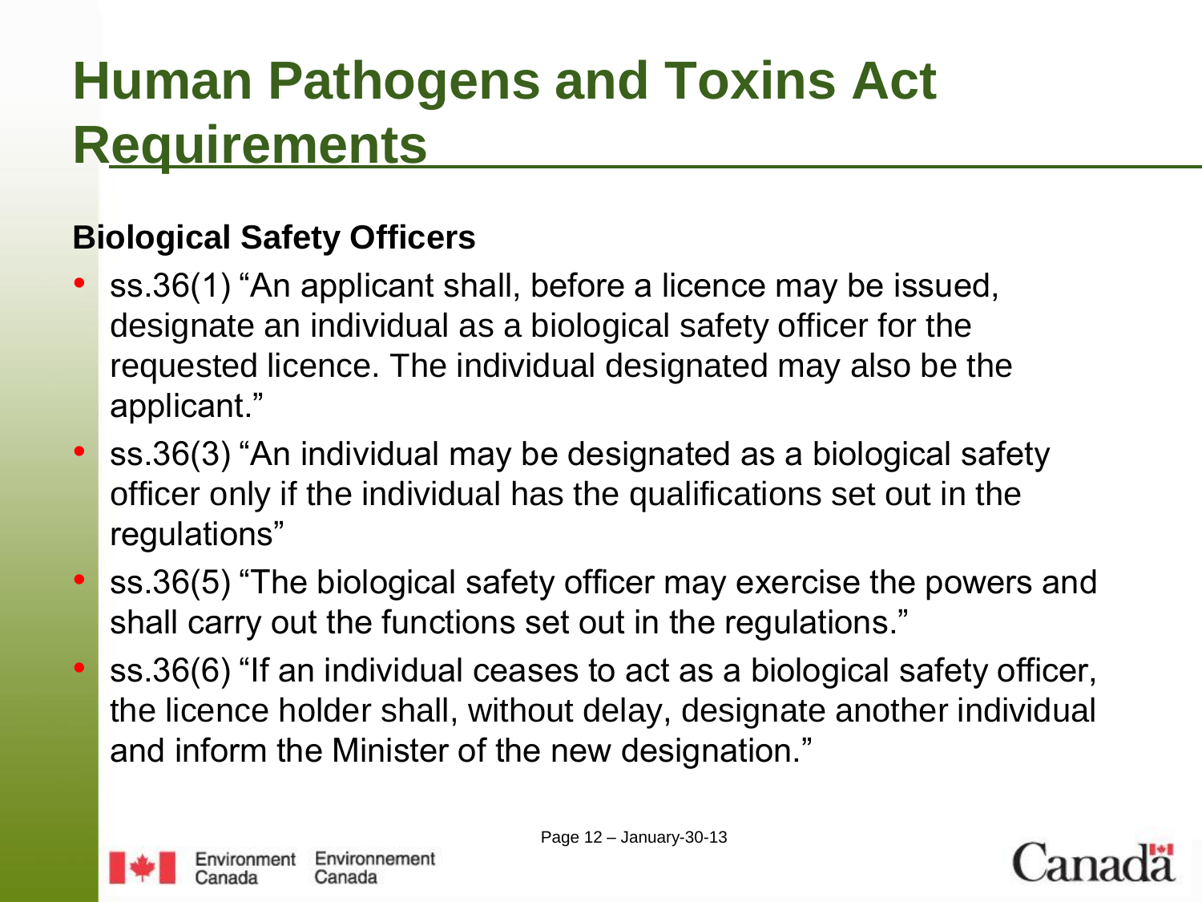# Human Pathogens and Toxins Act Requirements

## Biological Safety Officers

- ss.36(1) "An applicant shall, before a licence may be issued, designate an individual as a biological safety officer for the requested licence. The individual designated may also be the applicant."
- ss.36(3) "An individual may be designated as a biological safety officer only if the individual has the qualifications set out in the regulations"
- ss.36(5) "The biological safety officer may exercise the powers and shall carry out the functions set out in the regulations."
- ss.36(6) "If an individual ceases to act as a biological safety officer, the licence holder shall, without delay, designate another individual and inform the Minister of the new designation."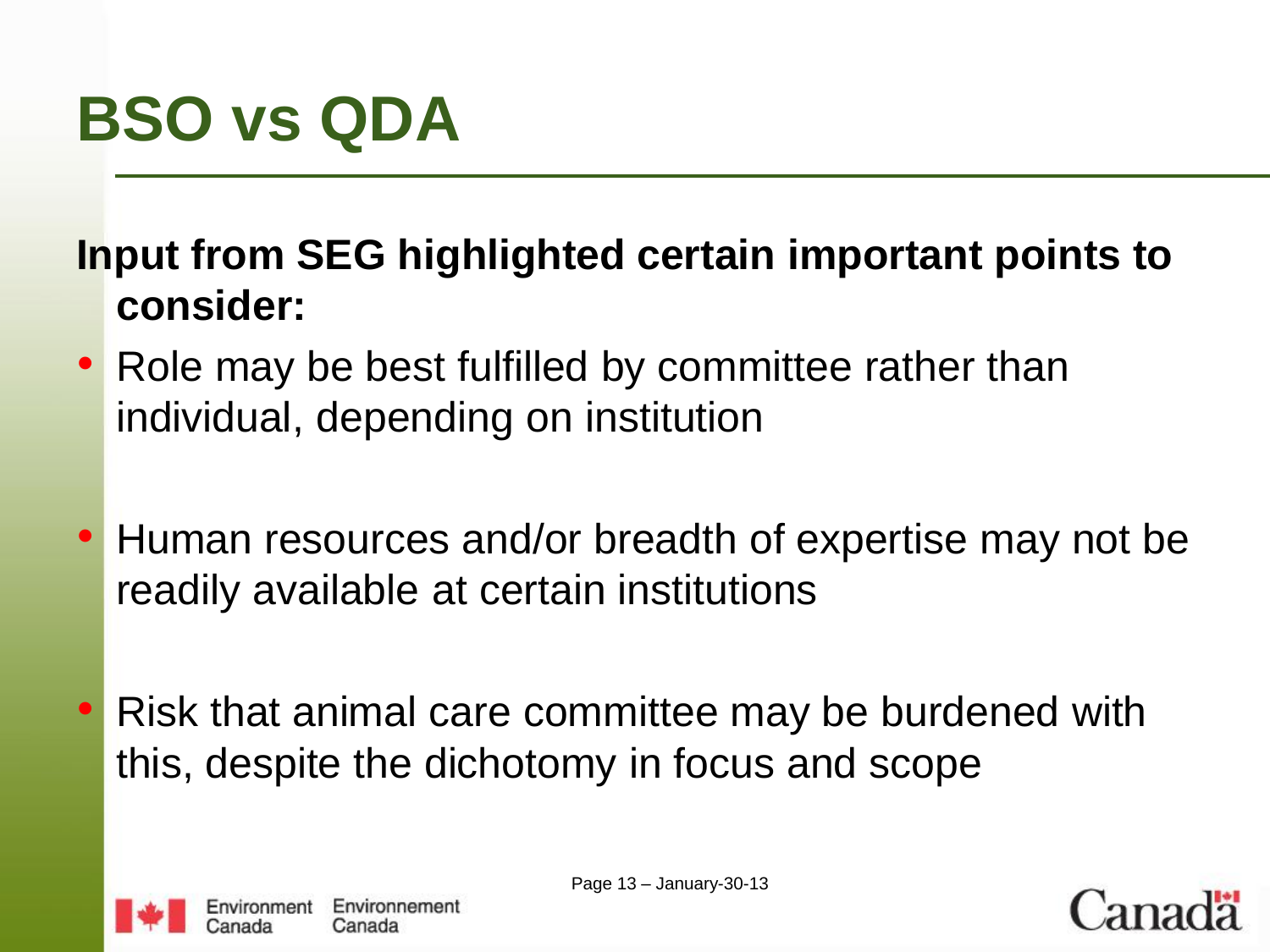# BSO vs QDA

**Input from SEG highlighted certain important points to consider:**

- Role may be best fulfilled by committee rather than individual, depending on institution
- Human resources and/or breadth of expertise may not be readily available at certain institutions
- Risk that animal care committee may be burdened with this, despite the dichotomy in focus and scope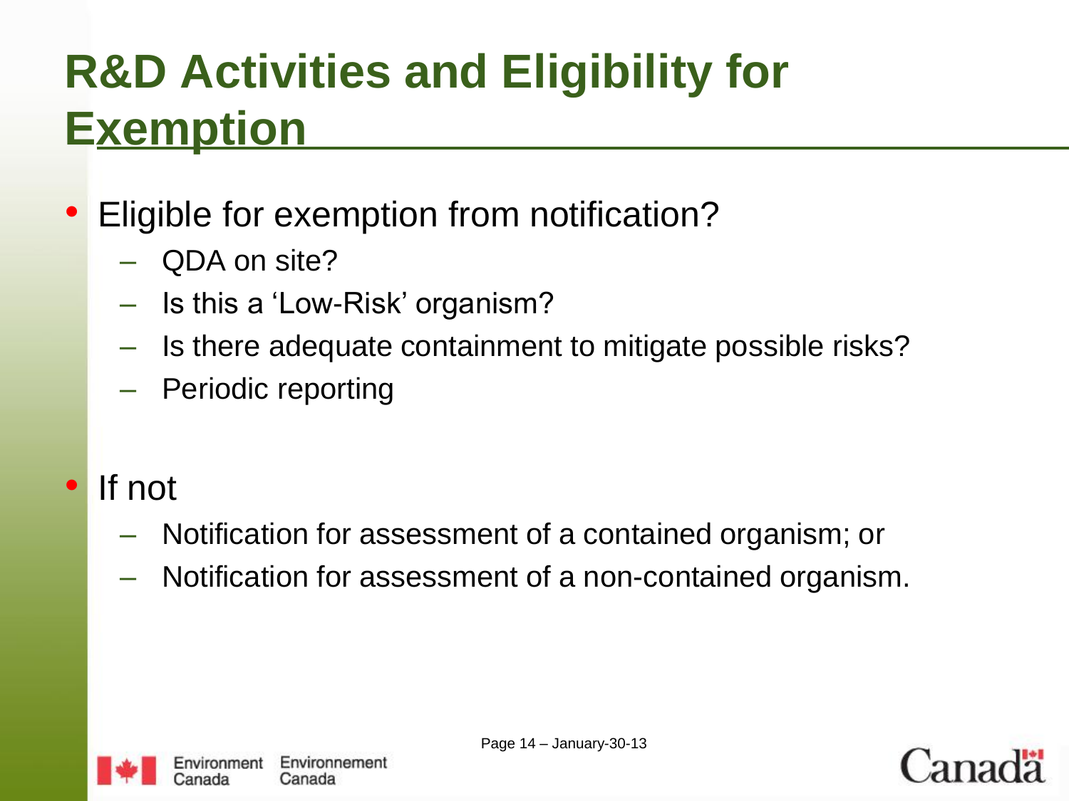# R&D Activities and Eligibility for Exemption

- Eligible for exemption from notification?
  - QDA on site?
  - Is this a 'Low-Risk' organism?
  - Is there adequate containment to mitigate possible risks?
  - Periodic reporting

- If not
  - Notification for assessment of a contained organism; or
  - Notification for assessment of a non-contained organism.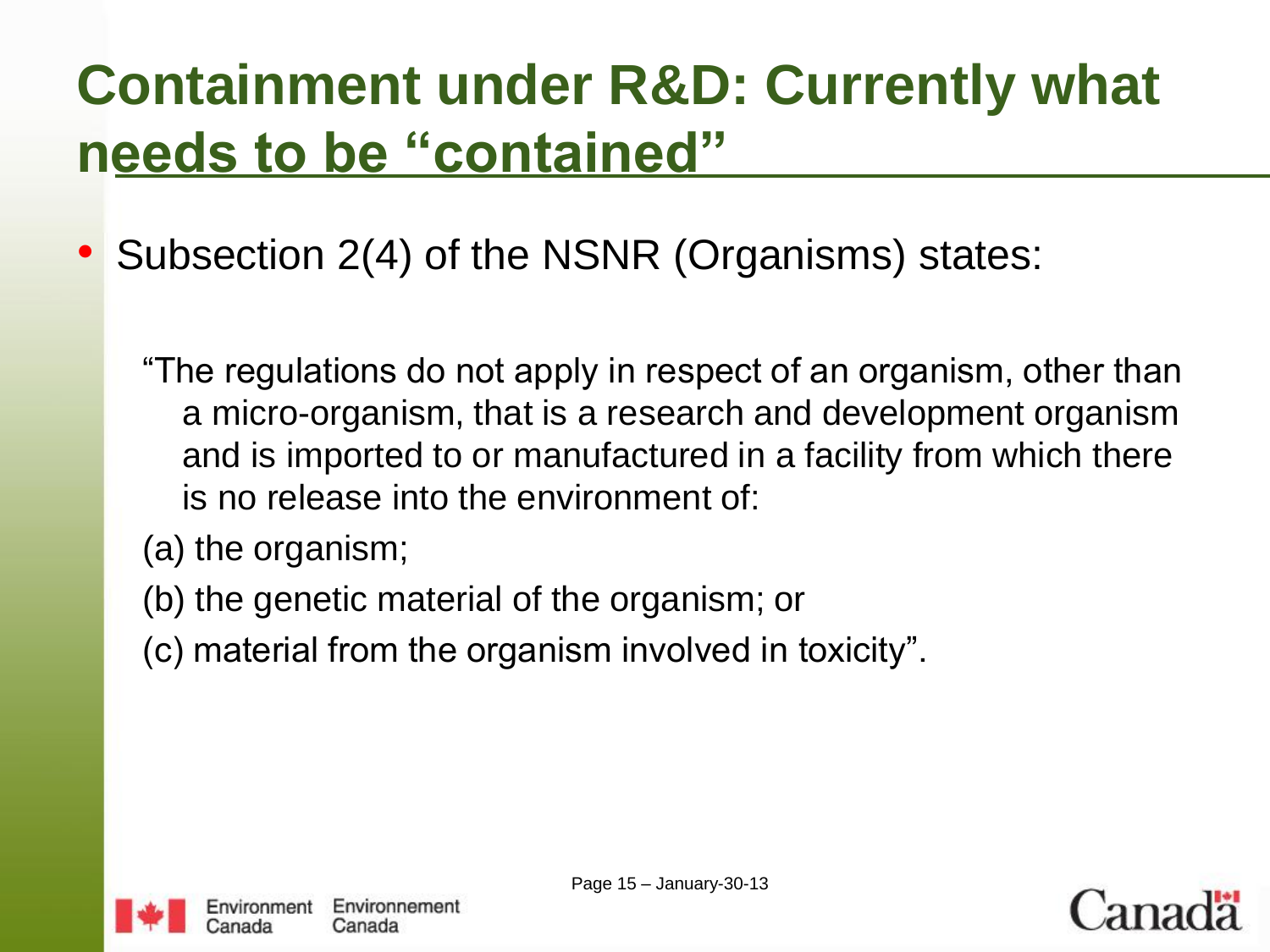# Containment under R&D: Currently what needs to be "contained"

- Subsection 2(4) of the NSNR (Organisms) states:

  "The regulations do not apply in respect of an organism, other than a micro-organism, that is a research and development organism and is imported to or manufactured in a facility from which there is no release into the environment of:

  (a) the organism;

  (b) the genetic material of the organism; or

  (c) material from the organism involved in toxicity".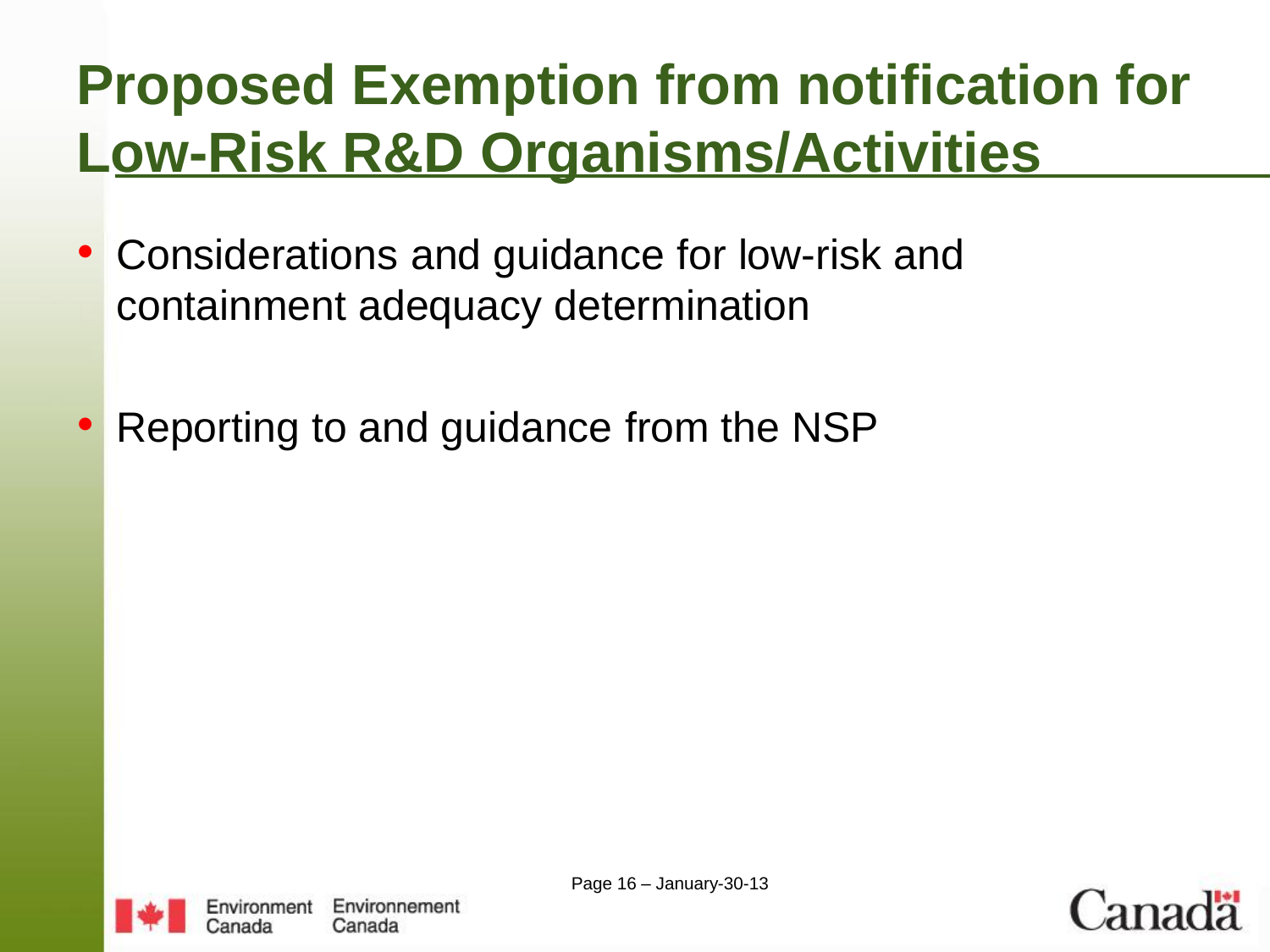# Proposed Exemption from notification for Low-Risk R&D Organisms/Activities

- Considerations and guidance for low-risk and containment adequacy determination
- Reporting to and guidance from the NSP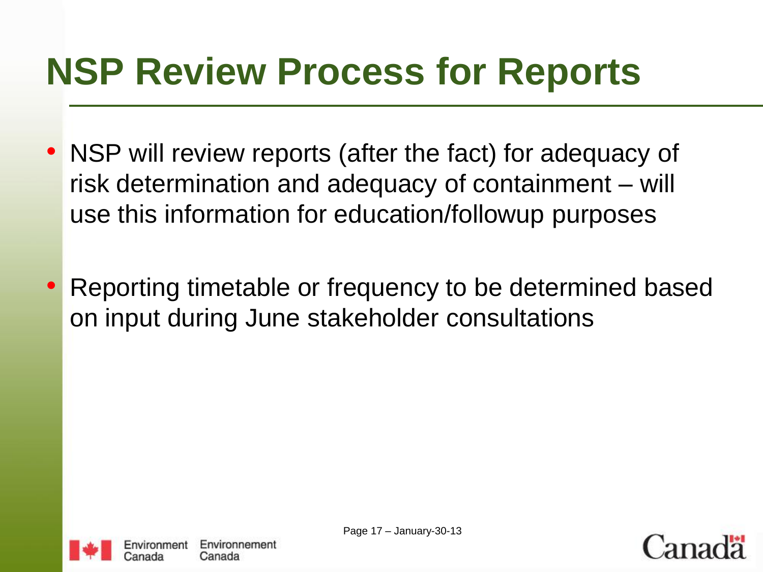# NSP Review Process for Reports

- NSP will review reports (after the fact) for adequacy of risk determination and adequacy of containment – will use this information for education/followup purposes

- Reporting timetable or frequency to be determined based on input during June stakeholder consultations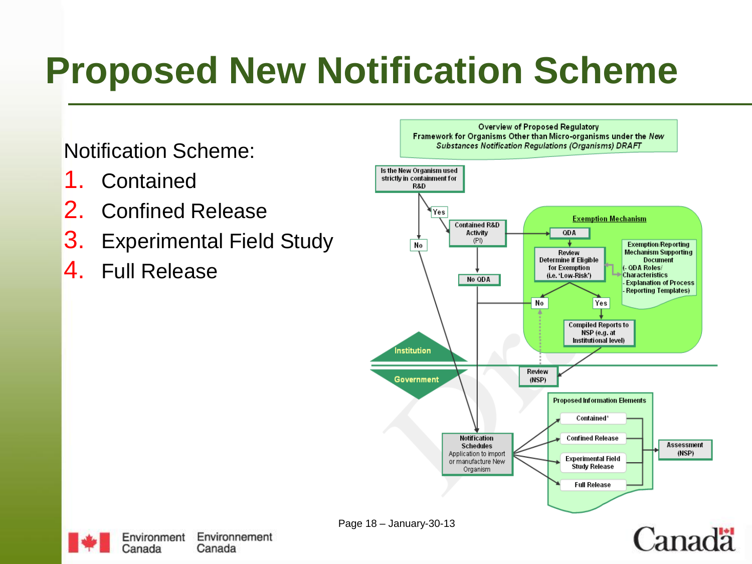# Proposed New Notification Scheme

Notification Scheme:

1. Contained
2. Confined Release
3. Experimental Field Study
4. Full Release

Overview of Proposed Regulatory Framework for Organisms Other than Micro-organisms under the *New Substances Notification Regulations (Organisms) DRAFT*

Is the New Organism used strictly in containment for R&D

Yes

No

Contained R&D Activity (PI)

No QDA

Exemption Mechanism

QDA

Review Determine if Eligible for Exemption (i.e. 'Low-Risk')

Exemption/Reporting Mechanism Supporting Document (- QDA Roles/ Characteristics - Explanation of Process - Reporting Templates)

No

Yes

Compiled Reports to NSP (e.g. at Institutional level)

Institution

Government

Review (NSP)

Notification Schedules Application to import or manufacture New Organism

Proposed Information Elements

Contained¹

Confined Release

Experimental Field Study Release

Full Release

Assessment (NSP)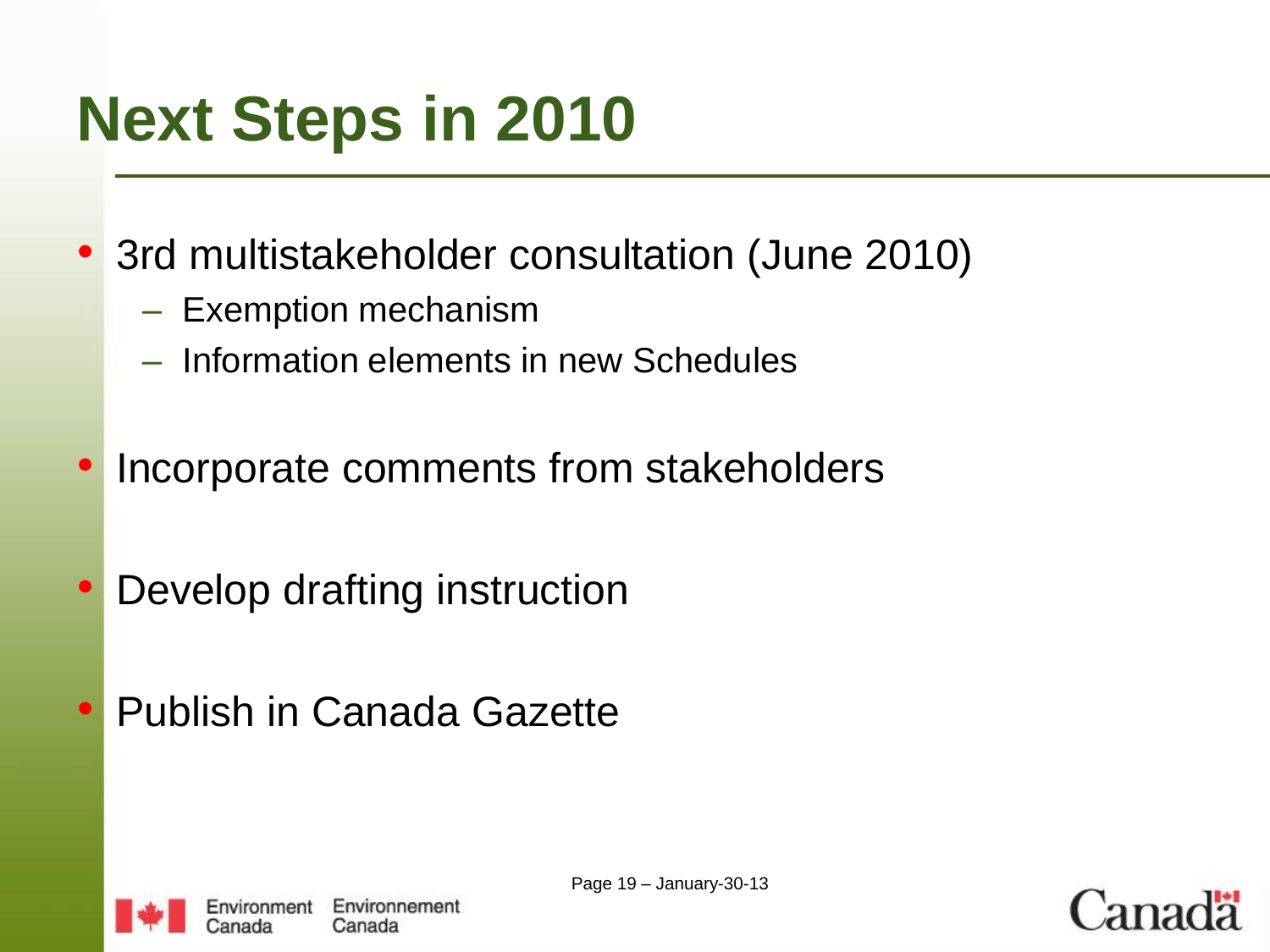# Next Steps in 2010

- 3rd multistakeholder consultation (June 2010)
  - Exemption mechanism
  - Information elements in new Schedules
- Incorporate comments from stakeholders
- Develop drafting instruction
- Publish in Canada Gazette